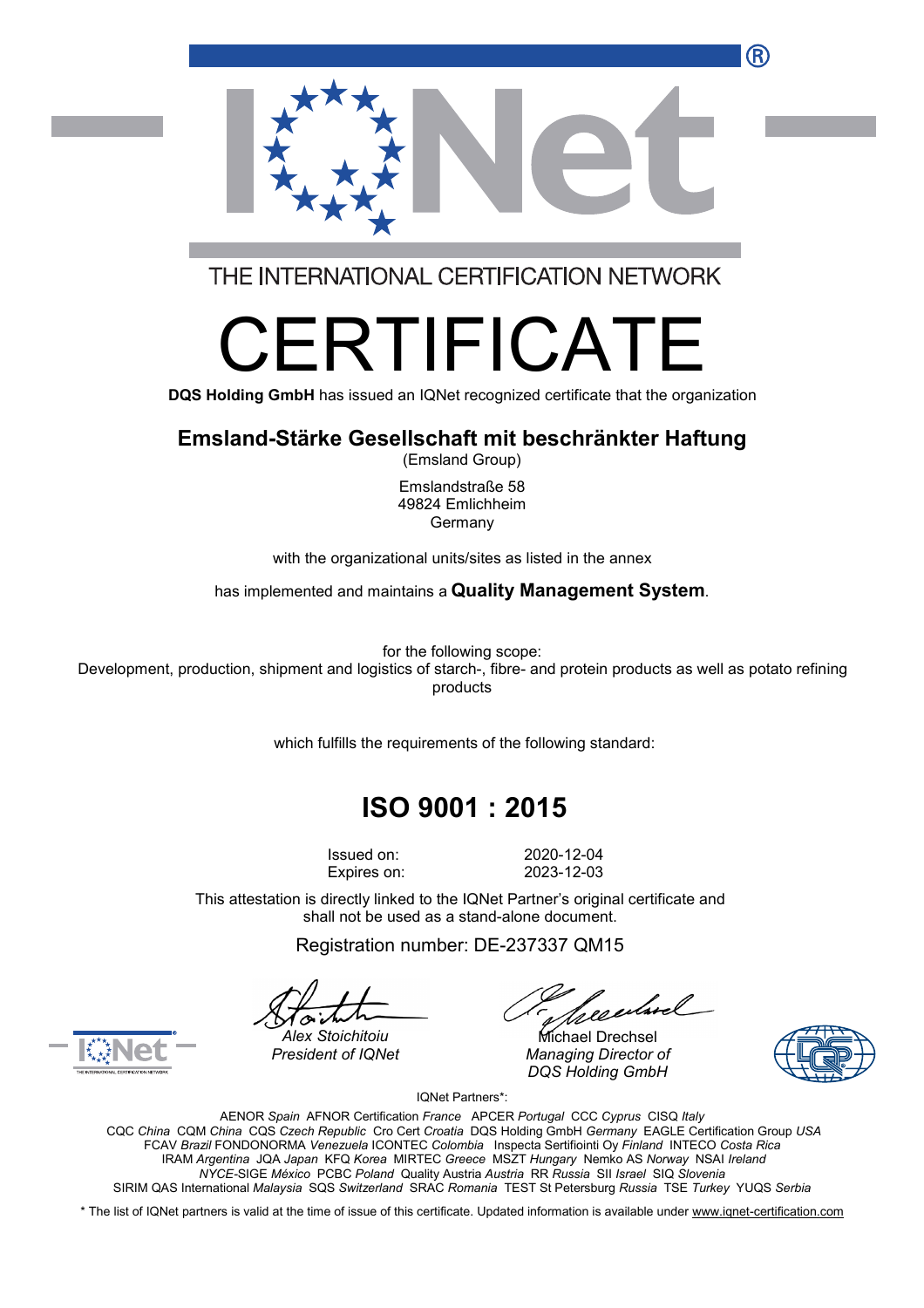THE INTERNATIONAL CERTIFICATION NETWORK

# CERTIFICATE

**DQS Holding GmbH** has issued an IQNet recognized certificate that the organization

## Emsland-Stärke Gesellschaft mit beschränkter Haftung

(Emsland Group)

Emslandstraße 58
49824 Emlichheim
Germany

with the organizational units/sites as listed in the annex

has implemented and maintains a **Quality Management System**.

for the following scope:
Development, production, shipment and logistics of starch-, fibre- and protein products as well as potato refining products

which fulfills the requirements of the following standard:

## ISO 9001 : 2015

Issued on: 2020-12-04
Expires on: 2023-12-03

This attestation is directly linked to the IQNet Partner's original certificate and shall not be used as a stand-alone document.

Registration number: DE-237337 QM15

*Alex Stoichitoiu*
*President of IQNet*

Michael Drechsel
*Managing Director of DQS Holding GmbH*

IQNet Partners*:

AENOR *Spain* AFNOR Certification *France* APCER *Portugal* CCC *Cyprus* CISQ *Italy*
CQC *China* CQM *China* CQS *Czech Republic* Cro Cert *Croatia* DQS Holding GmbH *Germany* EAGLE Certification Group *USA*
FCAV *Brazil* FONDONORMA *Venezuela* ICONTEC *Colombia* Inspecta Sertifiointi Oy *Finland* INTECO *Costa Rica*
IRAM *Argentina* JQA *Japan* KFQ *Korea* MIRTEC *Greece* MSZT *Hungary* Nemko AS *Norway* NSAI *Ireland*
*NYCE*-SIGE *México* PCBC *Poland* Quality Austria *Austria* RR *Russia* SII *Israel* SIQ *Slovenia*
SIRIM QAS International *Malaysia* SQS *Switzerland* SRAC *Romania* TEST St Petersburg *Russia* TSE *Turkey* YUQS *Serbia*

* The list of IQNet partners is valid at the time of issue of this certificate. Updated information is available under www.iqnet-certification.com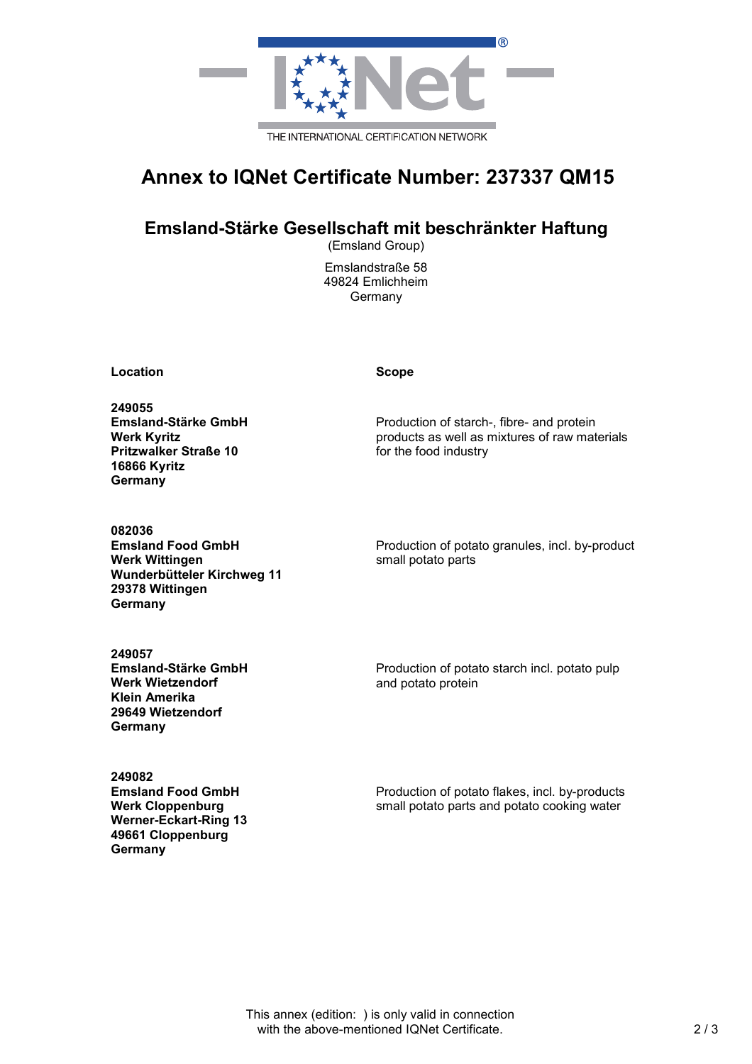THE INTERNATIONAL CERTIFICATION NETWORK

# Annex to IQNet Certificate Number: 237337 QM15

## Emsland-Stärke Gesellschaft mit beschränkter Haftung

(Emsland Group)

Emslandstraße 58
49824 Emlichheim
Germany

| Location | Scope |
|---|---|
| **249055**<br>**Emsland-Stärke GmbH**<br>**Werk Kyritz**<br>**Pritzwalker Straße 10**<br>**16866 Kyritz**<br>**Germany** | Production of starch-, fibre- and protein products as well as mixtures of raw materials for the food industry |
| **082036**<br>**Emsland Food GmbH**<br>**Werk Wittingen**<br>**Wunderbütteler Kirchweg 11**<br>**29378 Wittingen**<br>**Germany** | Production of potato granules, incl. by-product small potato parts |
| **249057**<br>**Emsland-Stärke GmbH**<br>**Werk Wietzendorf**<br>**Klein Amerika**<br>**29649 Wietzendorf**<br>**Germany** | Production of potato starch incl. potato pulp and potato protein |
| **249082**<br>**Emsland Food GmbH**<br>**Werk Cloppenburg**<br>**Werner-Eckart-Ring 13**<br>**49661 Cloppenburg**<br>**Germany** | Production of potato flakes, incl. by-products small potato parts and potato cooking water |

This annex (edition: ) is only valid in connection with the above-mentioned IQNet Certificate.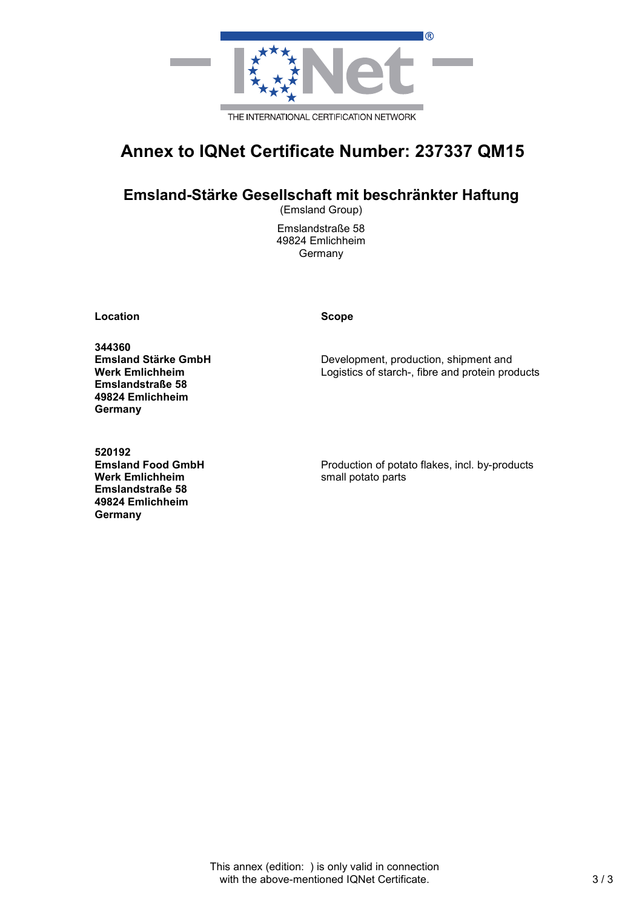THE INTERNATIONAL CERTIFICATION NETWORK

# Annex to IQNet Certificate Number: 237337 QM15

## Emsland-Stärke Gesellschaft mit beschränkter Haftung

(Emsland Group)

Emslandstraße 58
49824 Emlichheim
Germany

| Location | Scope |
|---|---|
| **344360**<br>**Emsland Stärke GmbH**<br>**Werk Emlichheim**<br>**Emslandstraße 58**<br>**49824 Emlichheim**<br>**Germany** | Development, production, shipment and Logistics of starch-, fibre and protein products |
| **520192**<br>**Emsland Food GmbH**<br>**Werk Emlichheim**<br>**Emslandstraße 58**<br>**49824 Emlichheim**<br>**Germany** | Production of potato flakes, incl. by-products small potato parts |

This annex (edition:  ) is only valid in connection with the above-mentioned IQNet Certificate.